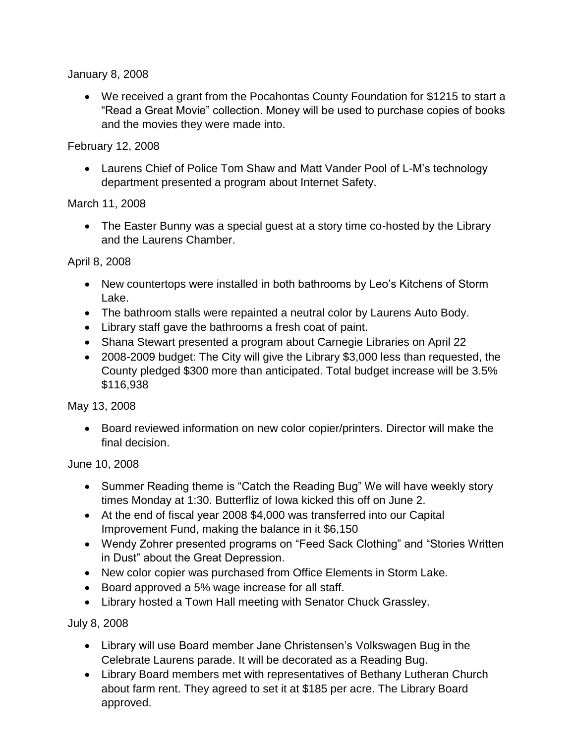January 8, 2008

- We received a grant from the Pocahontas County Foundation for $1215 to start a "Read a Great Movie" collection. Money will be used to purchase copies of books and the movies they were made into.

February 12, 2008

- Laurens Chief of Police Tom Shaw and Matt Vander Pool of L-M's technology department presented a program about Internet Safety.

March 11, 2008

- The Easter Bunny was a special guest at a story time co-hosted by the Library and the Laurens Chamber.

April 8, 2008

- New countertops were installed in both bathrooms by Leo's Kitchens of Storm Lake.
- The bathroom stalls were repainted a neutral color by Laurens Auto Body.
- Library staff gave the bathrooms a fresh coat of paint.
- Shana Stewart presented a program about Carnegie Libraries on April 22
- 2008-2009 budget: The City will give the Library $3,000 less than requested, the County pledged $300 more than anticipated. Total budget increase will be 3.5% $116,938

May 13, 2008

- Board reviewed information on new color copier/printers. Director will make the final decision.

June 10, 2008

- Summer Reading theme is "Catch the Reading Bug" We will have weekly story times Monday at 1:30. Butterfliz of Iowa kicked this off on June 2.
- At the end of fiscal year 2008 $4,000 was transferred into our Capital Improvement Fund, making the balance in it $6,150
- Wendy Zohrer presented programs on "Feed Sack Clothing" and "Stories Written in Dust" about the Great Depression.
- New color copier was purchased from Office Elements in Storm Lake.
- Board approved a 5% wage increase for all staff.
- Library hosted a Town Hall meeting with Senator Chuck Grassley.

July 8, 2008

- Library will use Board member Jane Christensen's Volkswagen Bug in the Celebrate Laurens parade. It will be decorated as a Reading Bug.
- Library Board members met with representatives of Bethany Lutheran Church about farm rent. They agreed to set it at $185 per acre. The Library Board approved.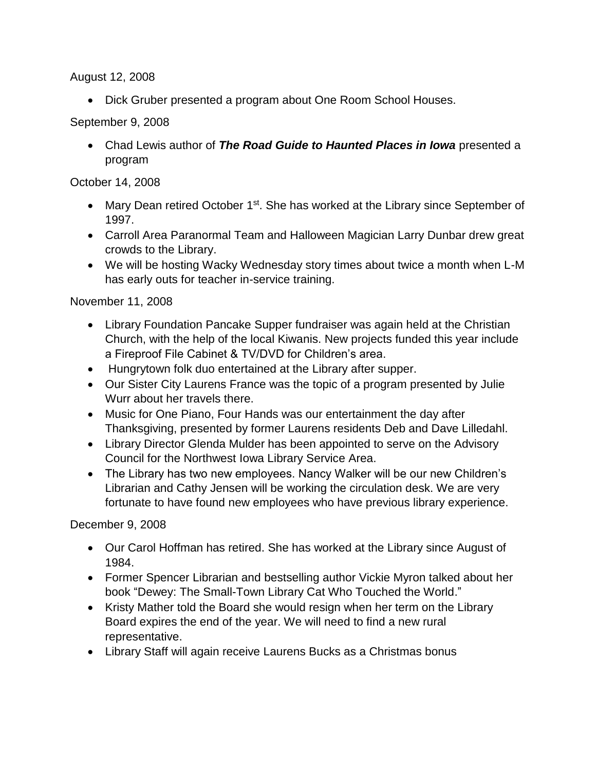August 12, 2008

- Dick Gruber presented a program about One Room School Houses.

September 9, 2008

- Chad Lewis author of ***The Road Guide to Haunted Places in Iowa*** presented a program

October 14, 2008

- Mary Dean retired October 1st. She has worked at the Library since September of 1997.
- Carroll Area Paranormal Team and Halloween Magician Larry Dunbar drew great crowds to the Library.
- We will be hosting Wacky Wednesday story times about twice a month when L-M has early outs for teacher in-service training.

November 11, 2008

- Library Foundation Pancake Supper fundraiser was again held at the Christian Church, with the help of the local Kiwanis. New projects funded this year include a Fireproof File Cabinet & TV/DVD for Children's area.
- Hungrytown folk duo entertained at the Library after supper.
- Our Sister City Laurens France was the topic of a program presented by Julie Wurr about her travels there.
- Music for One Piano, Four Hands was our entertainment the day after Thanksgiving, presented by former Laurens residents Deb and Dave Lilledahl.
- Library Director Glenda Mulder has been appointed to serve on the Advisory Council for the Northwest Iowa Library Service Area.
- The Library has two new employees. Nancy Walker will be our new Children's Librarian and Cathy Jensen will be working the circulation desk. We are very fortunate to have found new employees who have previous library experience.

December 9, 2008

- Our Carol Hoffman has retired. She has worked at the Library since August of 1984.
- Former Spencer Librarian and bestselling author Vickie Myron talked about her book "Dewey: The Small-Town Library Cat Who Touched the World."
- Kristy Mather told the Board she would resign when her term on the Library Board expires the end of the year. We will need to find a new rural representative.
- Library Staff will again receive Laurens Bucks as a Christmas bonus